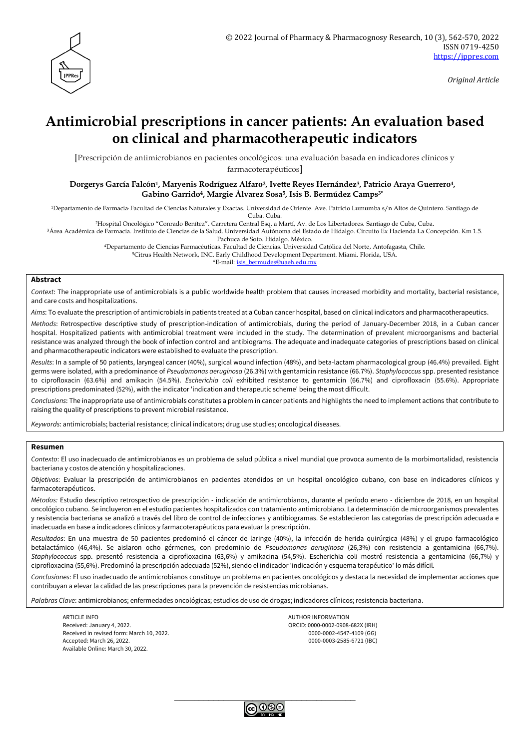Original Article

# Antimicrobial prescriptions in cancer patients: An evaluation based on clinical and pharmacotherapeutic indicators

[Prescripción de antimicrobianos en pacientes oncológicos: una evaluación basada en indicadores clínicos y farmacoterapéuticos]

**Dorgerys García Falcón[1], Maryenis Rodríguez Alfaro[2], Ivette Reyes Hernández[3], Patricio Araya Guerrero[4], Gabino Garrido[4], Margie Álvarez Sosa[5], Isis B. Bermúdez Camps[3*]**

[1]Departamento de Farmacia. Facultad de Ciencias Naturales y Exactas. Universidad de Oriente. Ave. Patricio Lumumba s/n Altos de Quintero. Santiago de Cuba. Cuba.

[2]Hospital Oncológico "Conrado Benítez". Carretera Central Esq. a Martí, Av. de Los Libertadores. Santiago de Cuba, Cuba.

[3]Área Académica de Farmacia. Instituto de Ciencias de la Salud. Universidad Autónoma del Estado de Hidalgo. Circuito Ex Hacienda La Concepción. Km 1.5. Pachuca de Soto. Hidalgo. México.

[4]Departamento de Ciencias Farmacéuticas. Facultad de Ciencias. Universidad Católica del Norte, Antofagasta, Chile.

[5]Citrus Health Network, INC. Early Childhood Development Department. Miami. Florida, USA.

*E-mail: isis_bermudes@uaeh.edu.mx

## Abstract

*Context*: The inappropriate use of antimicrobials is a public worldwide health problem that causes increased morbidity and mortality, bacterial resistance, and care costs and hospitalizations.

*Aims*: To evaluate the prescription of antimicrobials in patients treated at a Cuban cancer hospital, based on clinical indicators and pharmacotherapeutics.

*Methods*: Retrospective descriptive study of prescription-indication of antimicrobials, during the period of January-December 2018, in a Cuban cancer hospital. Hospitalized patients with antimicrobial treatment were included in the study. The determination of prevalent microorganisms and bacterial resistance was analyzed through the book of infection control and antibiograms. The adequate and inadequate categories of prescriptions based on clinical and pharmacotherapeutic indicators were established to evaluate the prescription.

*Results*: In a sample of 50 patients, laryngeal cancer (40%), surgical wound infection (48%), and beta-lactam pharmacological group (46.4%) prevailed. Eight germs were isolated, with a predominance of *Pseudomonas aeruginosa* (26.3%) with gentamicin resistance (66.7%). *Staphylococcus* spp. presented resistance to ciprofloxacin (63.6%) and amikacin (54.5%). *Escherichia coli* exhibited resistance to gentamicin (66.7%) and ciprofloxacin (55.6%). Appropriate prescriptions predominated (52%), with the indicator 'indication and therapeutic scheme' being the most difficult.

*Conclusions*: The inappropriate use of antimicrobials constitutes a problem in cancer patients and highlights the need to implement actions that contribute to raising the quality of prescriptions to prevent microbial resistance.

*Keywords*: antimicrobials; bacterial resistance; clinical indicators; drug use studies; oncological diseases.

## Resumen

*Contexto*: El uso inadecuado de antimicrobianos es un problema de salud pública a nivel mundial que provoca aumento de la morbimortalidad, resistencia bacteriana y costos de atención y hospitalizaciones.

*Objetivos*: Evaluar la prescripción de antimicrobianos en pacientes atendidos en un hospital oncológico cubano, con base en indicadores clínicos y farmacoterapéuticos.

*Métodos:* Estudio descriptivo retrospectivo de prescripción - indicación de antimicrobianos, durante el período enero - diciembre de 2018, en un hospital oncológico cubano. Se incluyeron en el estudio pacientes hospitalizados con tratamiento antimicrobiano. La determinación de microorganismos prevalentes y resistencia bacteriana se analizó a través del libro de control de infecciones y antibiogramas. Se establecieron las categorías de prescripción adecuada e inadecuada en base a indicadores clínicos y farmacoterapéuticos para evaluar la prescripción.

*Resultados*: En una muestra de 50 pacientes predominó el cáncer de laringe (40%), la infección de herida quirúrgica (48%) y el grupo farmacológico betalactámico (46,4%). Se aislaron ocho gérmenes, con predominio de *Pseudomonas aeruginosa* (26,3%) con resistencia a gentamicina (66,7%). *Staphylococcus* spp. presentó resistencia a ciprofloxacina (63,6%) y amikacina (54,5%). Escherichia coli mostró resistencia a gentamicina (66,7%) y ciprofloxacina (55,6%). Predominó la prescripción adecuada (52%), siendo el indicador 'indicación y esquema terapéutico' lo más difícil.

*Conclusiones*: El uso inadecuado de antimicrobianos constituye un problema en pacientes oncológicos y destaca la necesidad de implementar acciones que contribuyan a elevar la calidad de las prescripciones para la prevención de resistencias microbianas.

*Palabras Clave*: antimicrobianos; enfermedades oncológicas; estudios de uso de drogas; indicadores clínicos; resistencia bacteriana.

ARTICLE INFO
Received: January 4, 2022.
Received in revised form: March 10, 2022.
Accepted: March 26, 2022.
Available Online: March 30, 2022.

AUTHOR INFORMATION
ORCID: 0000-0002-0908-682X (IRH)
0000-0002-4547-4109 (GG)
0000-0003-2585-6721 (IBC)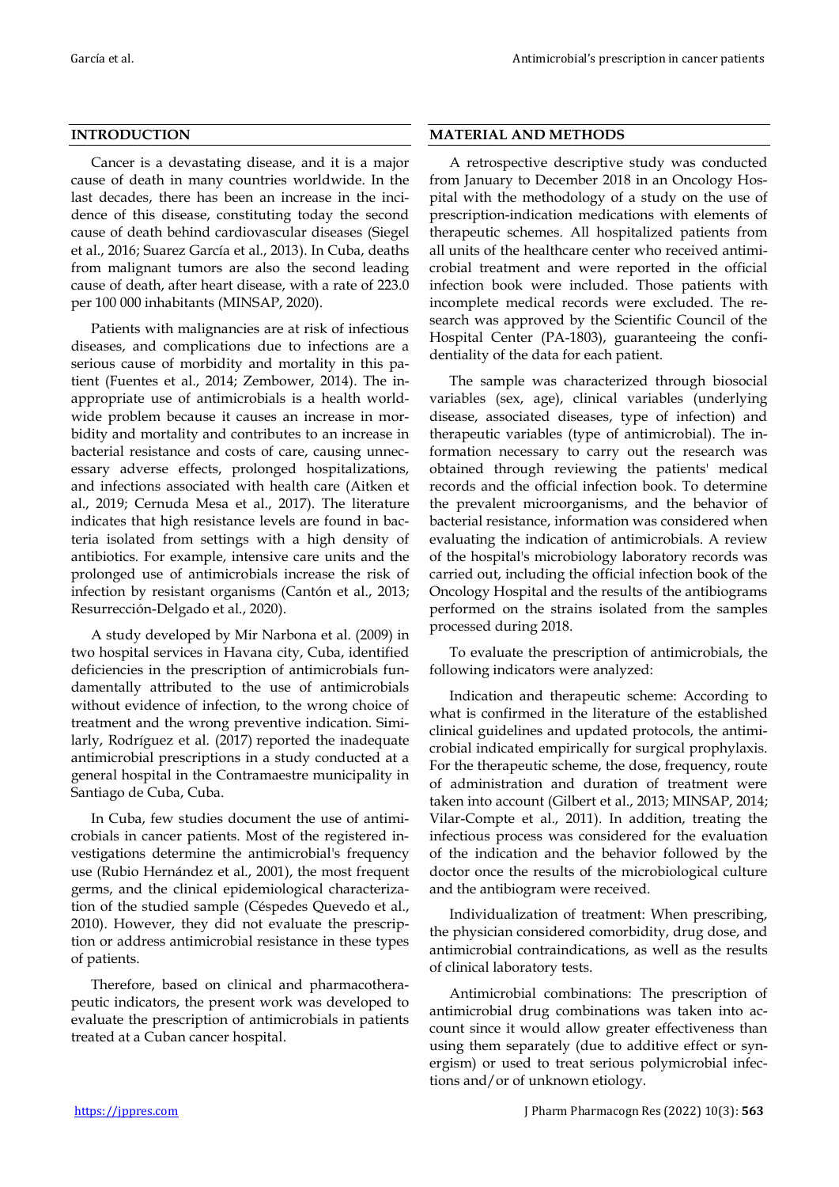## INTRODUCTION

Cancer is a devastating disease, and it is a major cause of death in many countries worldwide. In the last decades, there has been an increase in the incidence of this disease, constituting today the second cause of death behind cardiovascular diseases (Siegel et al., 2016; Suarez García et al., 2013). In Cuba, deaths from malignant tumors are also the second leading cause of death, after heart disease, with a rate of 223.0 per 100 000 inhabitants (MINSAP, 2020).

Patients with malignancies are at risk of infectious diseases, and complications due to infections are a serious cause of morbidity and mortality in this patient (Fuentes et al., 2014; Zembower, 2014). The inappropriate use of antimicrobials is a health worldwide problem because it causes an increase in morbidity and mortality and contributes to an increase in bacterial resistance and costs of care, causing unnecessary adverse effects, prolonged hospitalizations, and infections associated with health care (Aitken et al., 2019; Cernuda Mesa et al., 2017). The literature indicates that high resistance levels are found in bacteria isolated from settings with a high density of antibiotics. For example, intensive care units and the prolonged use of antimicrobials increase the risk of infection by resistant organisms (Cantón et al., 2013; Resurrección-Delgado et al., 2020).

A study developed by Mir Narbona et al. (2009) in two hospital services in Havana city, Cuba, identified deficiencies in the prescription of antimicrobials fundamentally attributed to the use of antimicrobials without evidence of infection, to the wrong choice of treatment and the wrong preventive indication. Similarly, Rodríguez et al. (2017) reported the inadequate antimicrobial prescriptions in a study conducted at a general hospital in the Contramaestre municipality in Santiago de Cuba, Cuba.

In Cuba, few studies document the use of antimicrobials in cancer patients. Most of the registered investigations determine the antimicrobial's frequency use (Rubio Hernández et al., 2001), the most frequent germs, and the clinical epidemiological characterization of the studied sample (Céspedes Quevedo et al., 2010). However, they did not evaluate the prescription or address antimicrobial resistance in these types of patients.

Therefore, based on clinical and pharmacotherapeutic indicators, the present work was developed to evaluate the prescription of antimicrobials in patients treated at a Cuban cancer hospital.

## MATERIAL AND METHODS

A retrospective descriptive study was conducted from January to December 2018 in an Oncology Hospital with the methodology of a study on the use of prescription-indication medications with elements of therapeutic schemes. All hospitalized patients from all units of the healthcare center who received antimicrobial treatment and were reported in the official infection book were included. Those patients with incomplete medical records were excluded. The research was approved by the Scientific Council of the Hospital Center (PA-1803), guaranteeing the confidentiality of the data for each patient.

The sample was characterized through biosocial variables (sex, age), clinical variables (underlying disease, associated diseases, type of infection) and therapeutic variables (type of antimicrobial). The information necessary to carry out the research was obtained through reviewing the patients' medical records and the official infection book. To determine the prevalent microorganisms, and the behavior of bacterial resistance, information was considered when evaluating the indication of antimicrobials. A review of the hospital's microbiology laboratory records was carried out, including the official infection book of the Oncology Hospital and the results of the antibiograms performed on the strains isolated from the samples processed during 2018.

To evaluate the prescription of antimicrobials, the following indicators were analyzed:

Indication and therapeutic scheme: According to what is confirmed in the literature of the established clinical guidelines and updated protocols, the antimicrobial indicated empirically for surgical prophylaxis. For the therapeutic scheme, the dose, frequency, route of administration and duration of treatment were taken into account (Gilbert et al., 2013; MINSAP, 2014; Vilar-Compte et al., 2011). In addition, treating the infectious process was considered for the evaluation of the indication and the behavior followed by the doctor once the results of the microbiological culture and the antibiogram were received.

Individualization of treatment: When prescribing, the physician considered comorbidity, drug dose, and antimicrobial contraindications, as well as the results of clinical laboratory tests.

Antimicrobial combinations: The prescription of antimicrobial drug combinations was taken into account since it would allow greater effectiveness than using them separately (due to additive effect or synergism) or used to treat serious polymicrobial infections and/or of unknown etiology.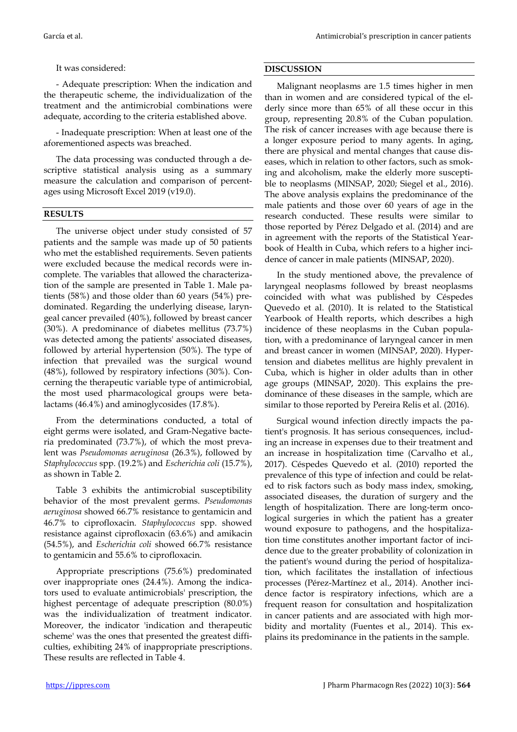It was considered:

- Adequate prescription: When the indication and the therapeutic scheme, the individualization of the treatment and the antimicrobial combinations were adequate, according to the criteria established above.

- Inadequate prescription: When at least one of the aforementioned aspects was breached.

The data processing was conducted through a descriptive statistical analysis using as a summary measure the calculation and comparison of percentages using Microsoft Excel 2019 (v19.0).

## RESULTS

The universe object under study consisted of 57 patients and the sample was made up of 50 patients who met the established requirements. Seven patients were excluded because the medical records were incomplete. The variables that allowed the characterization of the sample are presented in Table 1. Male patients (58%) and those older than 60 years (54%) predominated. Regarding the underlying disease, laryngeal cancer prevailed (40%), followed by breast cancer (30%). A predominance of diabetes mellitus (73.7%) was detected among the patients' associated diseases, followed by arterial hypertension (50%). The type of infection that prevailed was the surgical wound (48%), followed by respiratory infections (30%). Concerning the therapeutic variable type of antimicrobial, the most used pharmacological groups were beta-lactams (46.4%) and aminoglycosides (17.8%).

From the determinations conducted, a total of eight germs were isolated, and Gram-Negative bacteria predominated (73.7%), of which the most prevalent was *Pseudomonas aeruginosa* (26.3%), followed by *Staphylococcus* spp. (19.2%) and *Escherichia coli* (15.7%), as shown in Table 2.

Table 3 exhibits the antimicrobial susceptibility behavior of the most prevalent germs. *Pseudomonas aeruginosa* showed 66.7% resistance to gentamicin and 46.7% to ciprofloxacin. *Staphylococcus* spp. showed resistance against ciprofloxacin (63.6%) and amikacin (54.5%), and *Escherichia coli* showed 66.7% resistance to gentamicin and 55.6% to ciprofloxacin.

Appropriate prescriptions (75.6%) predominated over inappropriate ones (24.4%). Among the indicators used to evaluate antimicrobials' prescription, the highest percentage of adequate prescription (80.0%) was the individualization of treatment indicator. Moreover, the indicator 'indication and therapeutic scheme' was the ones that presented the greatest difficulties, exhibiting 24% of inappropriate prescriptions. These results are reflected in Table 4.

## DISCUSSION

Malignant neoplasms are 1.5 times higher in men than in women and are considered typical of the elderly since more than 65% of all these occur in this group, representing 20.8% of the Cuban population. The risk of cancer increases with age because there is a longer exposure period to many agents. In aging, there are physical and mental changes that cause diseases, which in relation to other factors, such as smoking and alcoholism, make the elderly more susceptible to neoplasms (MINSAP, 2020; Siegel et al., 2016). The above analysis explains the predominance of the male patients and those over 60 years of age in the research conducted. These results were similar to those reported by Pérez Delgado et al. (2014) and are in agreement with the reports of the Statistical Yearbook of Health in Cuba, which refers to a higher incidence of cancer in male patients (MINSAP, 2020).

In the study mentioned above, the prevalence of laryngeal neoplasms followed by breast neoplasms coincided with what was published by Céspedes Quevedo et al. (2010). It is related to the Statistical Yearbook of Health reports, which describes a high incidence of these neoplasms in the Cuban population, with a predominance of laryngeal cancer in men and breast cancer in women (MINSAP, 2020). Hypertension and diabetes mellitus are highly prevalent in Cuba, which is higher in older adults than in other age groups (MINSAP, 2020). This explains the predominance of these diseases in the sample, which are similar to those reported by Pereira Relis et al. (2016).

Surgical wound infection directly impacts the patient's prognosis. It has serious consequences, including an increase in expenses due to their treatment and an increase in hospitalization time (Carvalho et al., 2017). Céspedes Quevedo et al. (2010) reported the prevalence of this type of infection and could be related to risk factors such as body mass index, smoking, associated diseases, the duration of surgery and the length of hospitalization. There are long-term oncological surgeries in which the patient has a greater wound exposure to pathogens, and the hospitalization time constitutes another important factor of incidence due to the greater probability of colonization in the patient's wound during the period of hospitalization, which facilitates the installation of infectious processes (Pérez-Martínez et al., 2014). Another incidence factor is respiratory infections, which are a frequent reason for consultation and hospitalization in cancer patients and are associated with high morbidity and mortality (Fuentes et al., 2014). This explains its predominance in the patients in the sample.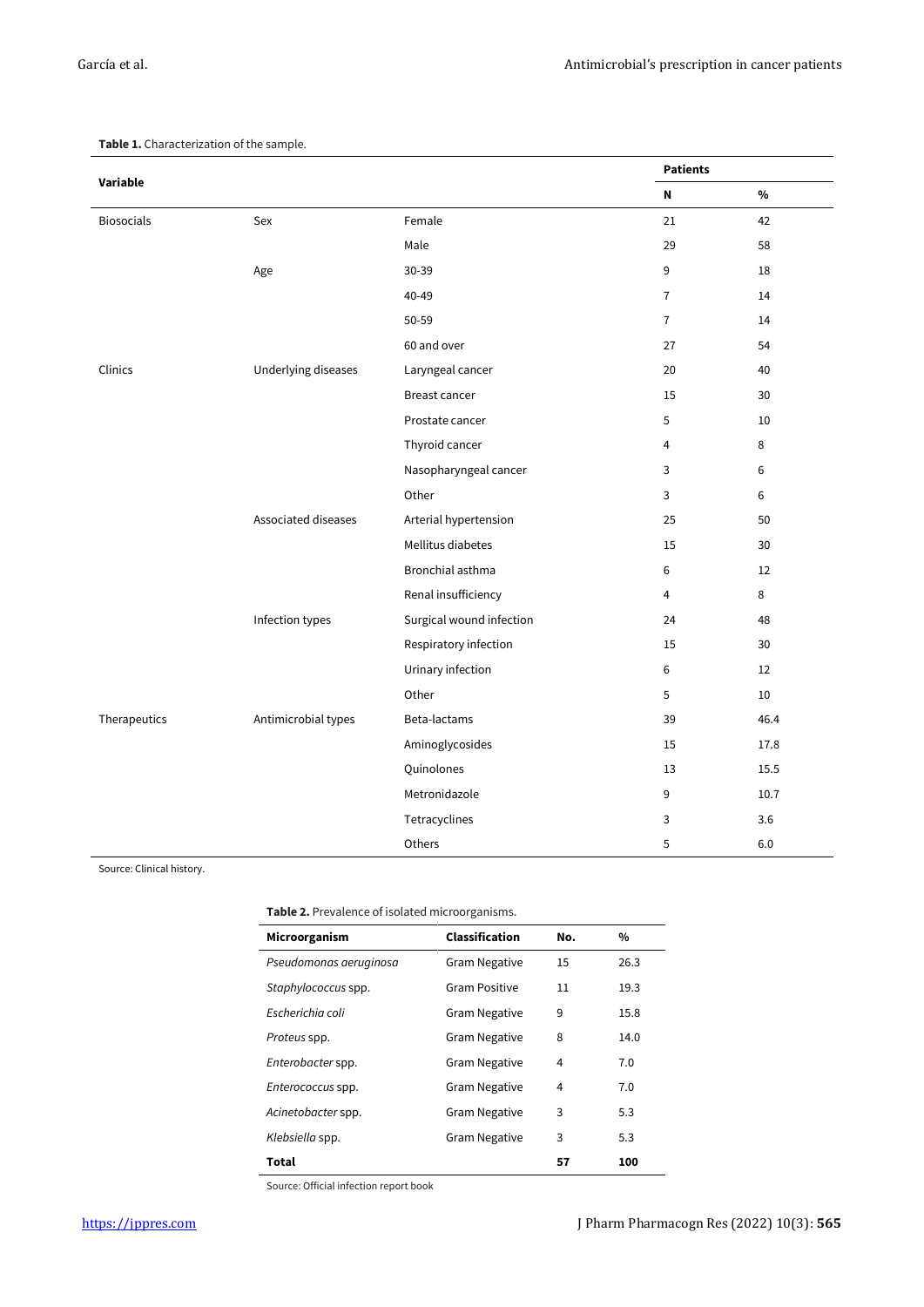**Table 1.** Characterization of the sample.

| Variable | | | Patients | |
|---|---|---|---|---|
| | | | N | % |
| Biosocials | Sex | Female | 21 | 42 |
| | | Male | 29 | 58 |
| | Age | 30-39 | 9 | 18 |
| | | 40-49 | 7 | 14 |
| | | 50-59 | 7 | 14 |
| | | 60 and over | 27 | 54 |
| Clinics | Underlying diseases | Laryngeal cancer | 20 | 40 |
| | | Breast cancer | 15 | 30 |
| | | Prostate cancer | 5 | 10 |
| | | Thyroid cancer | 4 | 8 |
| | | Nasopharyngeal cancer | 3 | 6 |
| | | Other | 3 | 6 |
| | Associated diseases | Arterial hypertension | 25 | 50 |
| | | Mellitus diabetes | 15 | 30 |
| | | Bronchial asthma | 6 | 12 |
| | | Renal insufficiency | 4 | 8 |
| | Infection types | Surgical wound infection | 24 | 48 |
| | | Respiratory infection | 15 | 30 |
| | | Urinary infection | 6 | 12 |
| | | Other | 5 | 10 |
| Therapeutics | Antimicrobial types | Beta-lactams | 39 | 46.4 |
| | | Aminoglycosides | 15 | 17.8 |
| | | Quinolones | 13 | 15.5 |
| | | Metronidazole | 9 | 10.7 |
| | | Tetracyclines | 3 | 3.6 |
| | | Others | 5 | 6.0 |

Source: Clinical history.

**Table 2.** Prevalence of isolated microorganisms.

| Microorganism | Classification | No. | % |
|---|---|---|---|
| *Pseudomonas aeruginosa* | Gram Negative | 15 | 26.3 |
| *Staphylococcus* spp. | Gram Positive | 11 | 19.3 |
| *Escherichia coli* | Gram Negative | 9 | 15.8 |
| *Proteus* spp. | Gram Negative | 8 | 14.0 |
| *Enterobacter* spp. | Gram Negative | 4 | 7.0 |
| *Enterococcus* spp. | Gram Negative | 4 | 7.0 |
| *Acinetobacter* spp. | Gram Negative | 3 | 5.3 |
| *Klebsiella* spp. | Gram Negative | 3 | 5.3 |
| **Total** | | **57** | **100** |

Source: Official infection report book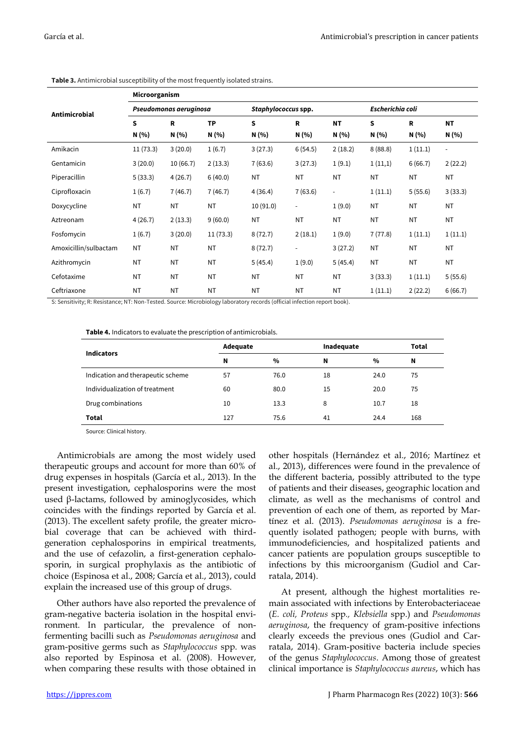**Table 3.** Antimicrobial susceptibility of the most frequently isolated strains.

| Antimicrobial | Microorganism | | | | | | | | |
|---|---|---|---|---|---|---|---|---|---|
| | *Pseudomonas aeruginosa* | | | *Staphylococcus* spp. | | | *Escherichia coli* | | |
| | S N (%) | R N (%) | TP N (%) | S N (%) | R N (%) | NT N (%) | S N (%) | R N (%) | NT N (%) |
| Amikacin | 11 (73.3) | 3 (20.0) | 1 (6.7) | 3 (27.3) | 6 (54.5) | 2 (18.2) | 8 (88.8) | 1 (11.1) | - |
| Gentamicin | 3 (20.0) | 10 (66.7) | 2 (13.3) | 7 (63.6) | 3 (27.3) | 1 (9.1) | 1 (11,1) | 6 (66.7) | 2 (22.2) |
| Piperacillin | 5 (33.3) | 4 (26.7) | 6 (40.0) | NT | NT | NT | NT | NT | NT |
| Ciprofloxacin | 1 (6.7) | 7 (46.7) | 7 (46.7) | 4 (36.4) | 7 (63.6) | - | 1 (11.1) | 5 (55.6) | 3 (33.3) |
| Doxycycline | NT | NT | NT | 10 (91.0) | - | 1 (9.0) | NT | NT | NT |
| Aztreonam | 4 (26.7) | 2 (13.3) | 9 (60.0) | NT | NT | NT | NT | NT | NT |
| Fosfomycin | 1 (6.7) | 3 (20.0) | 11 (73.3) | 8 (72.7) | 2 (18.1) | 1 (9.0) | 7 (77.8) | 1 (11.1) | 1 (11.1) |
| Amoxicillin/sulbactam | NT | NT | NT | 8 (72.7) | - | 3 (27.2) | NT | NT | NT |
| Azithromycin | NT | NT | NT | 5 (45.4) | 1 (9.0) | 5 (45.4) | NT | NT | NT |
| Cefotaxime | NT | NT | NT | NT | NT | NT | 3 (33.3) | 1 (11.1) | 5 (55.6) |
| Ceftriaxone | NT | NT | NT | NT | NT | NT | 1 (11.1) | 2 (22.2) | 6 (66.7) |

S: Sensitivity; R: Resistance; NT: Non-Tested. Source: Microbiology laboratory records (official infection report book).

**Table 4.** Indicators to evaluate the prescription of antimicrobials.

| Indicators | Adequate | | Inadequate | | Total |
|---|---|---|---|---|---|
| | N | % | N | % | N |
| Indication and therapeutic scheme | 57 | 76.0 | 18 | 24.0 | 75 |
| Individualization of treatment | 60 | 80.0 | 15 | 20.0 | 75 |
| Drug combinations | 10 | 13.3 | 8 | 10.7 | 18 |
| **Total** | 127 | 75.6 | 41 | 24.4 | 168 |

Source: Clinical history.

Antimicrobials are among the most widely used therapeutic groups and account for more than 60% of drug expenses in hospitals (García et al., 2013). In the present investigation, cephalosporins were the most used β-lactams, followed by aminoglycosides, which coincides with the findings reported by García et al. (2013). The excellent safety profile, the greater microbial coverage that can be achieved with third-generation cephalosporins in empirical treatments, and the use of cefazolin, a first-generation cephalosporin, in surgical prophylaxis as the antibiotic of choice (Espinosa et al., 2008; García et al., 2013), could explain the increased use of this group of drugs.

Other authors have also reported the prevalence of gram-negative bacteria isolation in the hospital environment. In particular, the prevalence of non-fermenting bacilli such as *Pseudomonas aeruginosa* and gram-positive germs such as *Staphylococcus* spp. was also reported by Espinosa et al. (2008). However, when comparing these results with those obtained in other hospitals (Hernández et al., 2016; Martínez et al., 2013), differences were found in the prevalence of the different bacteria, possibly attributed to the type of patients and their diseases, geographic location and climate, as well as the mechanisms of control and prevention of each one of them, as reported by Martínez et al. (2013). *Pseudomonas aeruginosa* is a frequently isolated pathogen; people with burns, with immunodeficiencies, and hospitalized patients and cancer patients are population groups susceptible to infections by this microorganism (Gudiol and Carratala, 2014).

At present, although the highest mortalities remain associated with infections by Enterobacteriaceae (*E. coli, Proteus* spp.*, Klebsiella* spp.) and *Pseudomonas aeruginosa*, the frequency of gram-positive infections clearly exceeds the previous ones (Gudiol and Carratala, 2014). Gram-positive bacteria include species of the genus *Staphylococcus*. Among those of greatest clinical importance is *Staphylococcus aureus*, which has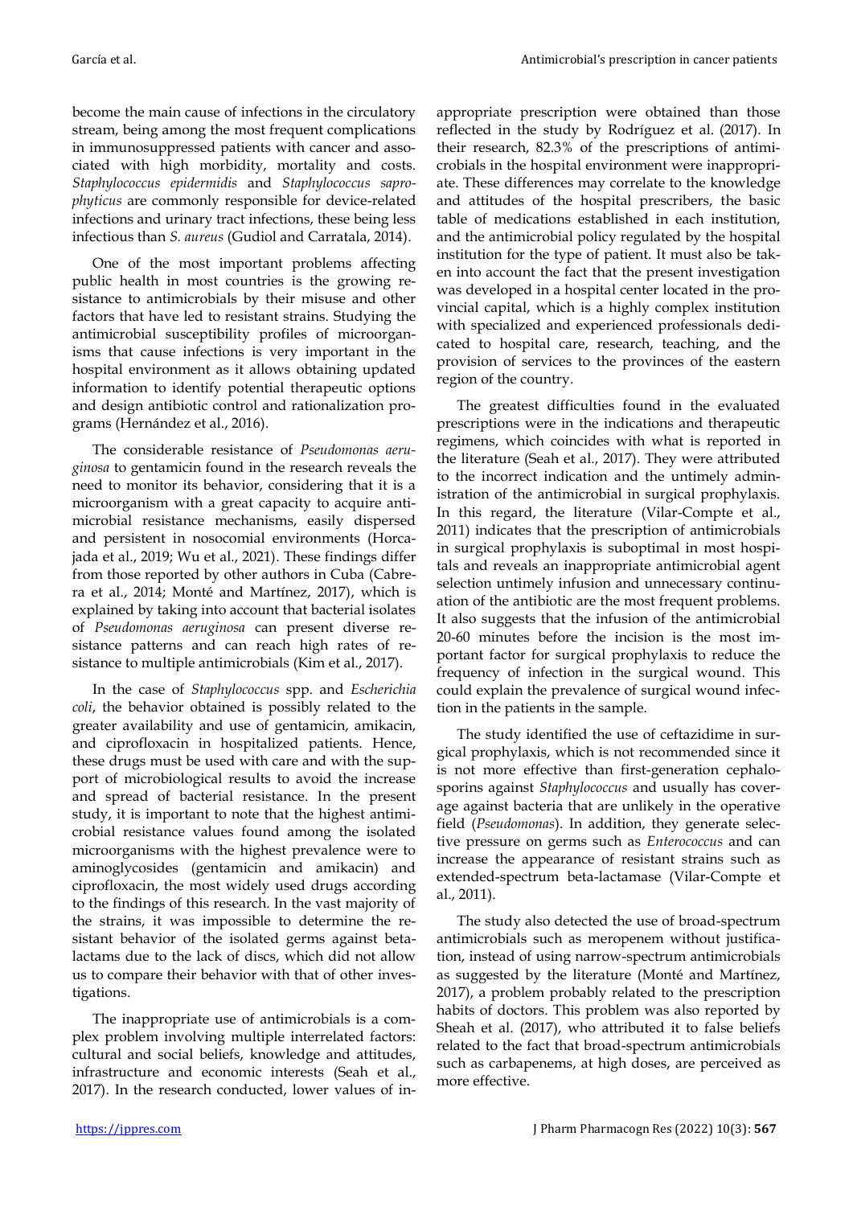become the main cause of infections in the circulatory stream, being among the most frequent complications in immunosuppressed patients with cancer and associated with high morbidity, mortality and costs. *Staphylococcus epidermidis* and *Staphylococcus saprophyticus* are commonly responsible for device-related infections and urinary tract infections, these being less infectious than *S. aureus* (Gudiol and Carratala, 2014).

One of the most important problems affecting public health in most countries is the growing resistance to antimicrobials by their misuse and other factors that have led to resistant strains. Studying the antimicrobial susceptibility profiles of microorganisms that cause infections is very important in the hospital environment as it allows obtaining updated information to identify potential therapeutic options and design antibiotic control and rationalization programs (Hernández et al., 2016).

The considerable resistance of *Pseudomonas aeruginosa* to gentamicin found in the research reveals the need to monitor its behavior, considering that it is a microorganism with a great capacity to acquire antimicrobial resistance mechanisms, easily dispersed and persistent in nosocomial environments (Horcajada et al., 2019; Wu et al., 2021). These findings differ from those reported by other authors in Cuba (Cabrera et al., 2014; Monté and Martínez, 2017), which is explained by taking into account that bacterial isolates of *Pseudomonas aeruginosa* can present diverse resistance patterns and can reach high rates of resistance to multiple antimicrobials (Kim et al., 2017).

In the case of *Staphylococcus* spp. and *Escherichia coli*, the behavior obtained is possibly related to the greater availability and use of gentamicin, amikacin, and ciprofloxacin in hospitalized patients. Hence, these drugs must be used with care and with the support of microbiological results to avoid the increase and spread of bacterial resistance. In the present study, it is important to note that the highest antimicrobial resistance values found among the isolated microorganisms with the highest prevalence were to aminoglycosides (gentamicin and amikacin) and ciprofloxacin, the most widely used drugs according to the findings of this research. In the vast majority of the strains, it was impossible to determine the resistant behavior of the isolated germs against beta-lactams due to the lack of discs, which did not allow us to compare their behavior with that of other investigations.

The inappropriate use of antimicrobials is a complex problem involving multiple interrelated factors: cultural and social beliefs, knowledge and attitudes, infrastructure and economic interests (Seah et al., 2017). In the research conducted, lower values of inappropriate prescription were obtained than those reflected in the study by Rodríguez et al. (2017). In their research, 82.3% of the prescriptions of antimicrobials in the hospital environment were inappropriate. These differences may correlate to the knowledge and attitudes of the hospital prescribers, the basic table of medications established in each institution, and the antimicrobial policy regulated by the hospital institution for the type of patient. It must also be taken into account the fact that the present investigation was developed in a hospital center located in the provincial capital, which is a highly complex institution with specialized and experienced professionals dedicated to hospital care, research, teaching, and the provision of services to the provinces of the eastern region of the country.

The greatest difficulties found in the evaluated prescriptions were in the indications and therapeutic regimens, which coincides with what is reported in the literature (Seah et al., 2017). They were attributed to the incorrect indication and the untimely administration of the antimicrobial in surgical prophylaxis. In this regard, the literature (Vilar-Compte et al., 2011) indicates that the prescription of antimicrobials in surgical prophylaxis is suboptimal in most hospitals and reveals an inappropriate antimicrobial agent selection untimely infusion and unnecessary continuation of the antibiotic are the most frequent problems. It also suggests that the infusion of the antimicrobial 20-60 minutes before the incision is the most important factor for surgical prophylaxis to reduce the frequency of infection in the surgical wound. This could explain the prevalence of surgical wound infection in the patients in the sample.

The study identified the use of ceftazidime in surgical prophylaxis, which is not recommended since it is not more effective than first-generation cephalosporins against *Staphylococcus* and usually has coverage against bacteria that are unlikely in the operative field (*Pseudomonas*). In addition, they generate selective pressure on germs such as *Enterococcus* and can increase the appearance of resistant strains such as extended-spectrum beta-lactamase (Vilar-Compte et al., 2011).

The study also detected the use of broad-spectrum antimicrobials such as meropenem without justification, instead of using narrow-spectrum antimicrobials as suggested by the literature (Monté and Martínez, 2017), a problem probably related to the prescription habits of doctors. This problem was also reported by Sheah et al. (2017), who attributed it to false beliefs related to the fact that broad-spectrum antimicrobials such as carbapenems, at high doses, are perceived as more effective.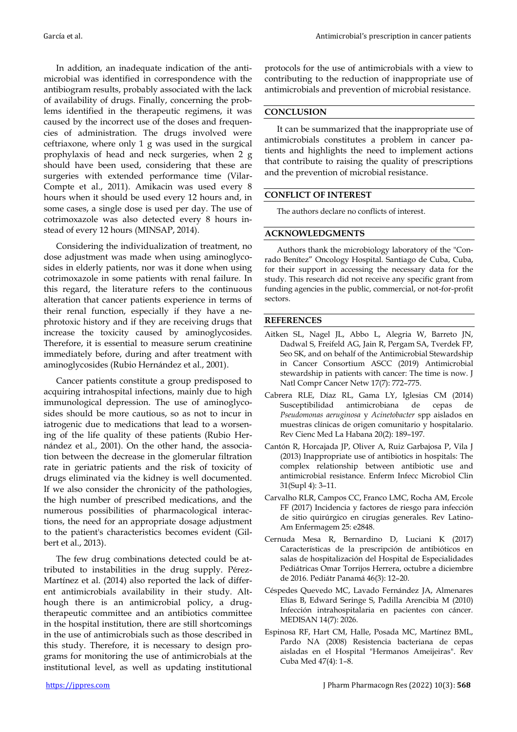In addition, an inadequate indication of the antimicrobial was identified in correspondence with the antibiogram results, probably associated with the lack of availability of drugs. Finally, concerning the problems identified in the therapeutic regimens, it was caused by the incorrect use of the doses and frequencies of administration. The drugs involved were ceftriaxone, where only 1 g was used in the surgical prophylaxis of head and neck surgeries, when 2 g should have been used, considering that these are surgeries with extended performance time (Vilar-Compte et al., 2011). Amikacin was used every 8 hours when it should be used every 12 hours and, in some cases, a single dose is used per day. The use of cotrimoxazole was also detected every 8 hours instead of every 12 hours (MINSAP, 2014).

Considering the individualization of treatment, no dose adjustment was made when using aminoglycosides in elderly patients, nor was it done when using cotrimoxazole in some patients with renal failure. In this regard, the literature refers to the continuous alteration that cancer patients experience in terms of their renal function, especially if they have a nephrotoxic history and if they are receiving drugs that increase the toxicity caused by aminoglycosides. Therefore, it is essential to measure serum creatinine immediately before, during and after treatment with aminoglycosides (Rubio Hernández et al., 2001).

Cancer patients constitute a group predisposed to acquiring intrahospital infections, mainly due to high immunological depression. The use of aminoglycosides should be more cautious, so as not to incur in iatrogenic due to medications that lead to a worsening of the life quality of these patients (Rubio Hernández et al., 2001). On the other hand, the association between the decrease in the glomerular filtration rate in geriatric patients and the risk of toxicity of drugs eliminated via the kidney is well documented. If we also consider the chronicity of the pathologies, the high number of prescribed medications, and the numerous possibilities of pharmacological interactions, the need for an appropriate dosage adjustment to the patient's characteristics becomes evident (Gilbert et al., 2013).

The few drug combinations detected could be attributed to instabilities in the drug supply. Pérez-Martínez et al. (2014) also reported the lack of different antimicrobials availability in their study. Although there is an antimicrobial policy, a drug-therapeutic committee and an antibiotics committee in the hospital institution, there are still shortcomings in the use of antimicrobials such as those described in this study. Therefore, it is necessary to design programs for monitoring the use of antimicrobials at the institutional level, as well as updating institutional protocols for the use of antimicrobials with a view to contributing to the reduction of inappropriate use of antimicrobials and prevention of microbial resistance.

## CONCLUSION

It can be summarized that the inappropriate use of antimicrobials constitutes a problem in cancer patients and highlights the need to implement actions that contribute to raising the quality of prescriptions and the prevention of microbial resistance.

## CONFLICT OF INTEREST

The authors declare no conflicts of interest.

## ACKNOWLEDGMENTS

Authors thank the microbiology laboratory of the "Conrado Benítez" Oncology Hospital. Santiago de Cuba, Cuba, for their support in accessing the necessary data for the study. This research did not receive any specific grant from funding agencies in the public, commercial, or not-for-profit sectors.

## REFERENCES

Aitken SL, Nagel JL, Abbo L, Alegria W, Barreto JN, Dadwal S, Freifeld AG, Jain R, Pergam SA, Tverdek FP, Seo SK, and on behalf of the Antimicrobial Stewardship in Cancer Consortium ASCC (2019) Antimicrobial stewardship in patients with cancer: The time is now. J Natl Compr Cancer Netw 17(7): 772–775.

Cabrera RLE, Díaz RL, Gama LY, Iglesias CM (2014) Susceptibilidad antimicrobiana de cepas de *Pseudomonas aeruginosa* y *Acinetobacter* spp aislados en muestras clínicas de origen comunitario y hospitalario. Rev Cienc Med La Habana 20(2): 189–197.

Cantón R, Horcajada JP, Oliver A, Ruiz Garbajosa P, Vila J (2013) Inappropriate use of antibiotics in hospitals: The complex relationship between antibiotic use and antimicrobial resistance. Enferm Infecc Microbiol Clin 31(Supl 4): 3–11.

Carvalho RLR, Campos CC, Franco LMC, Rocha AM, Ercole FF (2017) Incidencia y factores de riesgo para infección de sitio quirúrgico en cirugías generales. Rev Latino-Am Enfermagem 25: e2848.

Cernuda Mesa R, Bernardino D, Luciani K (2017) Características de la prescripción de antibióticos en salas de hospitalización del Hospital de Especialidades Pediátricas Omar Torrijos Herrera, octubre a diciembre de 2016. Pediátr Panamá 46(3): 12–20.

Céspedes Quevedo MC, Lavado Fernández JA, Almenares Elías B, Edward Seringe S, Padilla Arencibia M (2010) Infección intrahospitalaria en pacientes con cáncer. MEDISAN 14(7): 2026.

Espinosa RF, Hart CM, Halle, Posada MC, Martínez BML, Pardo NA (2008) Resistencia bacteriana de cepas aisladas en el Hospital "Hermanos Ameijeiras". Rev Cuba Med 47(4): 1–8.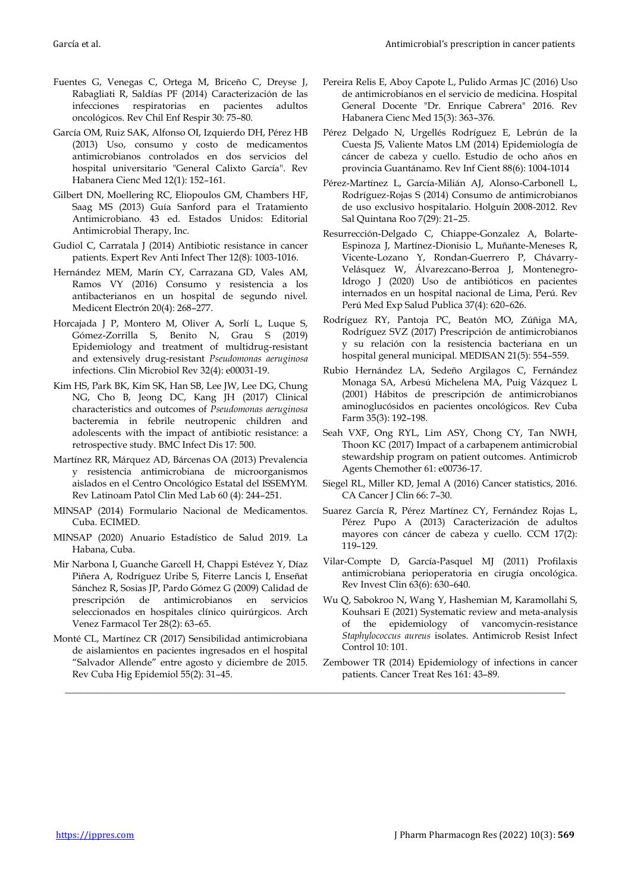Fuentes G, Venegas C, Ortega M, Briceño C, Dreyse J, Rabagliati R, Saldías PF (2014) Caracterización de las infecciones respiratorias en pacientes adultos oncológicos. Rev Chil Enf Respir 30: 75–80.

García OM, Ruiz SAK, Alfonso OI, Izquierdo DH, Pérez HB (2013) Uso, consumo y costo de medicamentos antimicrobianos controlados en dos servicios del hospital universitario "General Calixto García". Rev Habanera Cienc Med 12(1): 152–161.

Gilbert DN, Moellering RC, Eliopoulos GM, Chambers HF, Saag MS (2013) Guía Sanford para el Tratamiento Antimicrobiano. 43 ed. Estados Unidos: Editorial Antimicrobial Therapy, Inc.

Gudiol C, Carratala J (2014) Antibiotic resistance in cancer patients. Expert Rev Anti Infect Ther 12(8): 1003-1016.

Hernández MEM, Marín CY, Carrazana GD, Vales AM, Ramos VY (2016) Consumo y resistencia a los antibacterianos en un hospital de segundo nivel. Medicent Electrón 20(4): 268–277.

Horcajada J P, Montero M, Oliver A, Sorlí L, Luque S, Gómez-Zorrilla S, Benito N, Grau S (2019) Epidemiology and treatment of multidrug-resistant and extensively drug-resistant *Pseudomonas aeruginosa* infections. Clin Microbiol Rev 32(4): e00031-19.

Kim HS, Park BK, Kim SK, Han SB, Lee JW, Lee DG, Chung NG, Cho B, Jeong DC, Kang JH (2017) Clinical characteristics and outcomes of *Pseudomonas aeruginosa* bacteremia in febrile neutropenic children and adolescents with the impact of antibiotic resistance: a retrospective study. BMC Infect Dis 17: 500.

Martínez RR, Márquez AD, Bárcenas OA (2013) Prevalencia y resistencia antimicrobiana de microorganismos aislados en el Centro Oncológico Estatal del ISSEMYM. Rev Latinoam Patol Clin Med Lab 60 (4): 244–251.

MINSAP (2014) Formulario Nacional de Medicamentos. Cuba. ECIMED.

MINSAP (2020) Anuario Estadístico de Salud 2019. La Habana, Cuba.

Mir Narbona I, Guanche Garcell H, Chappi Estévez Y, Díaz Piñera A, Rodríguez Uribe S, Fiterre Lancis I, Enseñat Sánchez R, Sosias JP, Pardo Gómez G (2009) Calidad de prescripción de antimicrobianos en servicios seleccionados en hospitales clínico quirúrgicos. Arch Venez Farmacol Ter 28(2): 63–65.

Monté CL, Martínez CR (2017) Sensibilidad antimicrobiana de aislamientos en pacientes ingresados en el hospital "Salvador Allende" entre agosto y diciembre de 2015. Rev Cuba Hig Epidemiol 55(2): 31–45.

Pereira Relis E, Aboy Capote L, Pulido Armas JC (2016) Uso de antimicrobianos en el servicio de medicina. Hospital General Docente "Dr. Enrique Cabrera" 2016. Rev Habanera Cienc Med 15(3): 363–376.

Pérez Delgado N, Urgellés Rodríguez E, Lebrún de la Cuesta JS, Valiente Matos LM (2014) Epidemiología de cáncer de cabeza y cuello. Estudio de ocho años en provincia Guantánamo. Rev Inf Cient 88(6): 1004-1014

Pérez-Martínez L, García-Milián AJ, Alonso-Carbonell L, Rodríguez-Rojas S (2014) Consumo de antimicrobianos de uso exclusivo hospitalario. Holguín 2008-2012. Rev Sal Quintana Roo 7(29): 21–25.

Resurrección-Delgado C, Chiappe-Gonzalez A, Bolarte-Espinoza J, Martínez-Dionisio L, Muñante-Meneses R, Vicente-Lozano Y, Rondan-Guerrero P, Chávarry-Velásquez W, Álvarezcano-Berroa J, Montenegro-Idrogo J (2020) Uso de antibióticos en pacientes internados en un hospital nacional de Lima, Perú. Rev Perú Med Exp Salud Publica 37(4): 620–626.

Rodríguez RY, Pantoja PC, Beatón MO, Zúñiga MA, Rodríguez SVZ (2017) Prescripción de antimicrobianos y su relación con la resistencia bacteriana en un hospital general municipal. MEDISAN 21(5): 554–559.

Rubio Hernández LA, Sedeño Argilagos C, Fernández Monaga SA, Arbesú Michelena MA, Puig Vázquez L (2001) Hábitos de prescripción de antimicrobianos aminoglucósidos en pacientes oncológicos. Rev Cuba Farm 35(3): 192–198.

Seah VXF, Ong RYL, Lim ASY, Chong CY, Tan NWH, Thoon KC (2017) Impact of a carbapenem antimicrobial stewardship program on patient outcomes. Antimicrob Agents Chemother 61: e00736-17.

Siegel RL, Miller KD, Jemal A (2016) Cancer statistics, 2016. CA Cancer J Clin 66: 7–30.

Suarez García R, Pérez Martínez CY, Fernández Rojas L, Pérez Pupo A (2013) Caracterización de adultos mayores con cáncer de cabeza y cuello. CCM 17(2): 119–129.

Vilar-Compte D, García-Pasquel MJ (2011) Profilaxis antimicrobiana perioperatoria en cirugía oncológica. Rev Invest Clin 63(6): 630–640.

Wu Q, Sabokroo N, Wang Y, Hashemian M, Karamollahi S, Kouhsari E (2021) Systematic review and meta-analysis of the epidemiology of vancomycin-resistance *Staphylococcus aureus* isolates. Antimicrob Resist Infect Control 10: 101.

Zembower TR (2014) Epidemiology of infections in cancer patients. Cancer Treat Res 161: 43–89.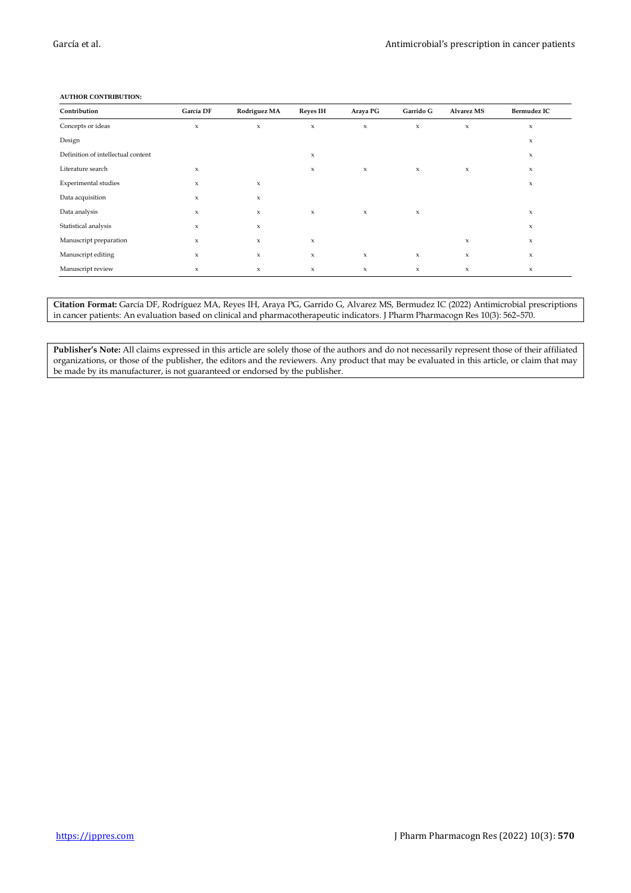**AUTHOR CONTRIBUTION:**

| Contribution | García DF | Rodríguez MA | Reyes IH | Araya PG | Garrido G | Alvarez MS | Bermudez IC |
|---|---|---|---|---|---|---|---|
| Concepts or ideas | x | x | x | x | x | x | x |
| Design | | | | | | | x |
| Definition of intellectual content | | | x | | | | x |
| Literature search | x | | x | x | x | x | x |
| Experimental studies | x | x | | | | | x |
| Data acquisition | x | x | | | | | |
| Data analysis | x | x | x | x | x | | x |
| Statistical analysis | x | x | | | | | x |
| Manuscript preparation | x | x | x | | | x | x |
| Manuscript editing | x | x | x | x | x | x | x |
| Manuscript review | x | x | x | x | x | x | x |

**Citation Format:** García DF, Rodríguez MA, Reyes IH, Araya PG, Garrido G, Alvarez MS, Bermudez IC (2022) Antimicrobial prescriptions in cancer patients: An evaluation based on clinical and pharmacotherapeutic indicators. J Pharm Pharmacogn Res 10(3): 562–570.

**Publisher's Note:** All claims expressed in this article are solely those of the authors and do not necessarily represent those of their affiliated organizations, or those of the publisher, the editors and the reviewers. Any product that may be evaluated in this article, or claim that may be made by its manufacturer, is not guaranteed or endorsed by the publisher.